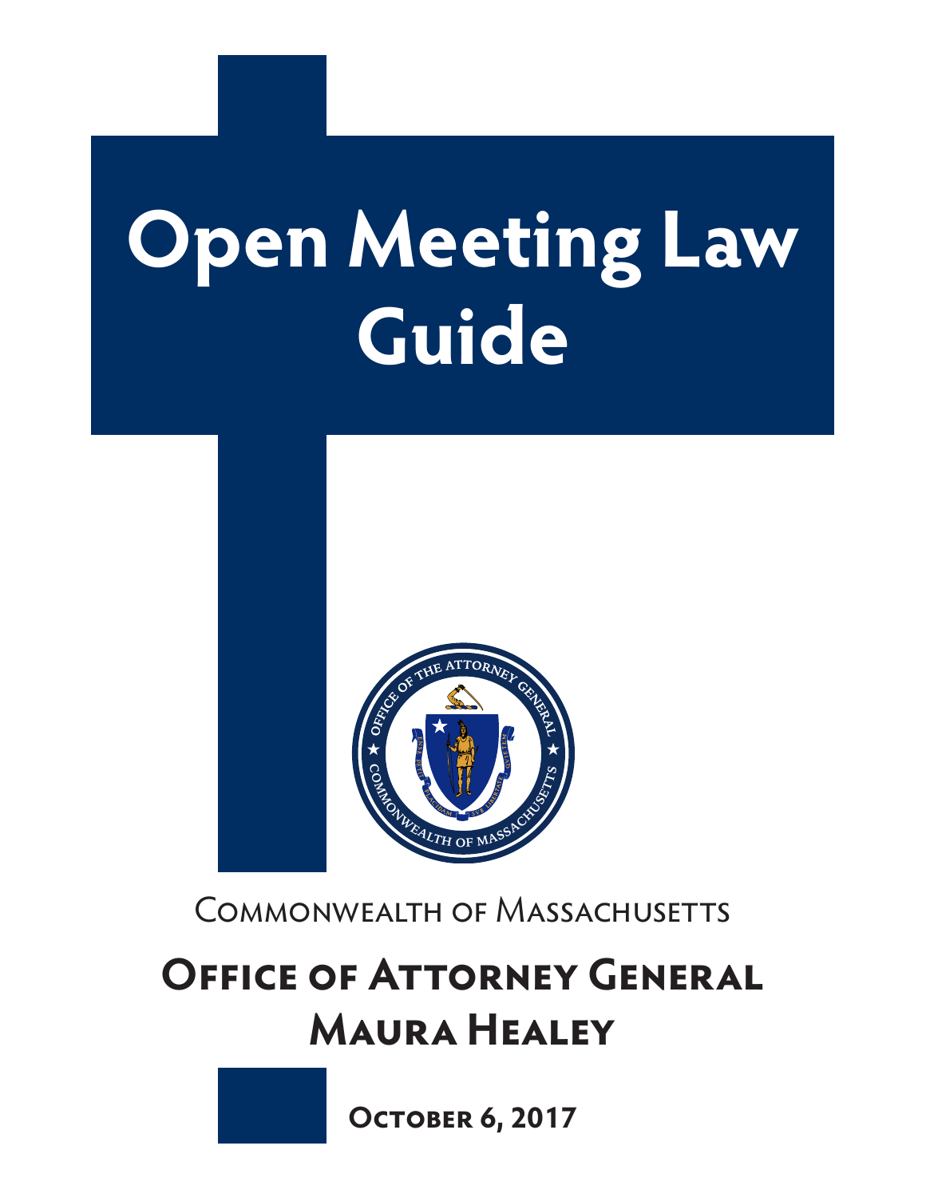# Open Meeting Law Guide

Commonwealth of Massachusetts

## Office of Attorney General
## Maura Healey

**October 6, 2017**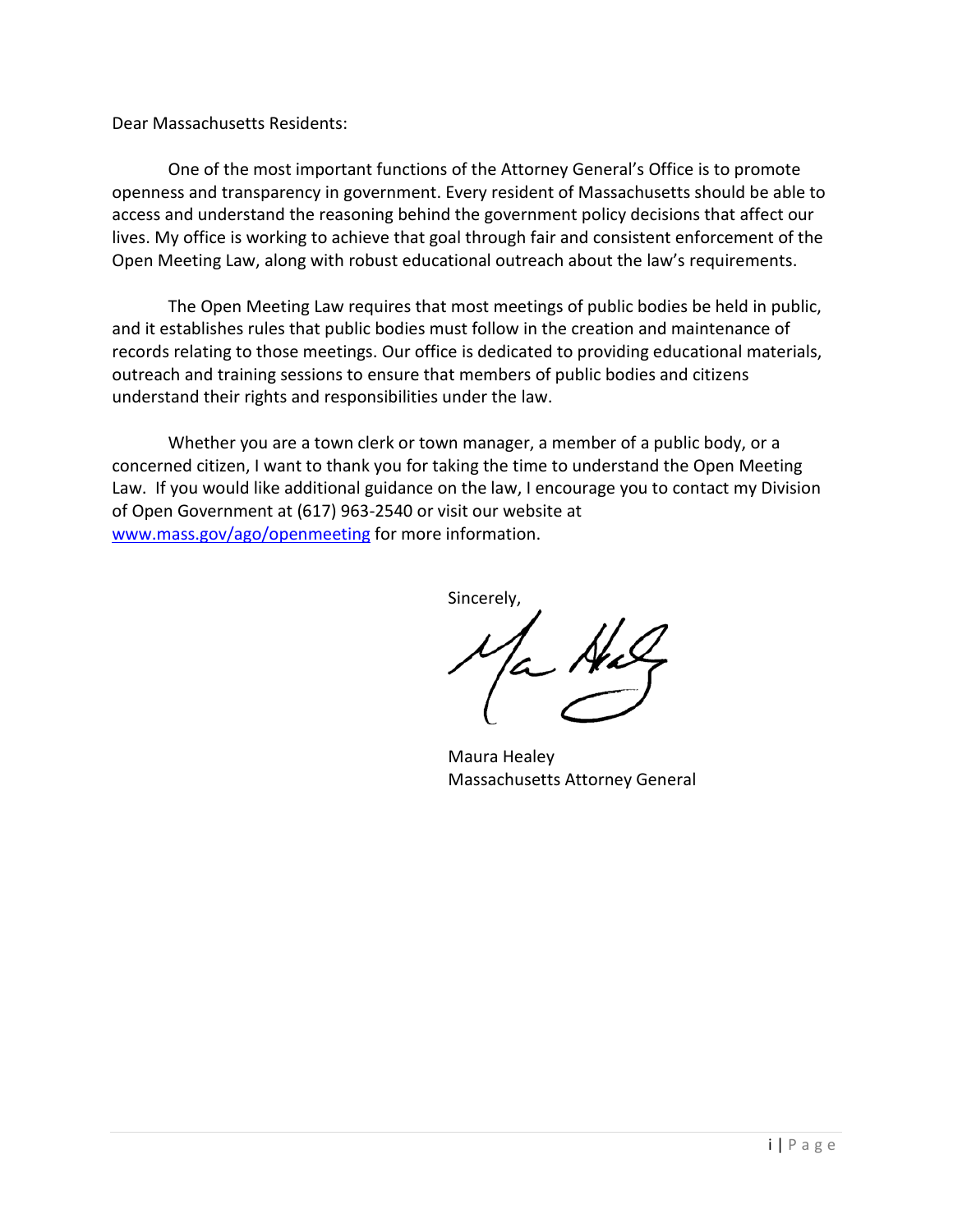Dear Massachusetts Residents:

One of the most important functions of the Attorney General's Office is to promote openness and transparency in government. Every resident of Massachusetts should be able to access and understand the reasoning behind the government policy decisions that affect our lives. My office is working to achieve that goal through fair and consistent enforcement of the Open Meeting Law, along with robust educational outreach about the law's requirements.

The Open Meeting Law requires that most meetings of public bodies be held in public, and it establishes rules that public bodies must follow in the creation and maintenance of records relating to those meetings. Our office is dedicated to providing educational materials, outreach and training sessions to ensure that members of public bodies and citizens understand their rights and responsibilities under the law.

Whether you are a town clerk or town manager, a member of a public body, or a concerned citizen, I want to thank you for taking the time to understand the Open Meeting Law. If you would like additional guidance on the law, I encourage you to contact my Division of Open Government at (617) 963-2540 or visit our website at [www.mass.gov/ago/openmeeting](http://www.mass.gov/ago/openmeeting) for more information.

Sincerely,

Maura Healey
Massachusetts Attorney General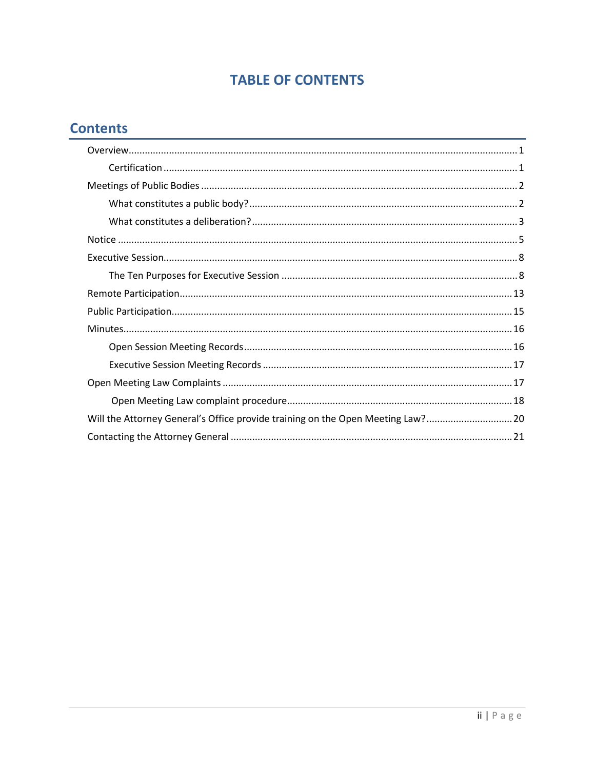# TABLE OF CONTENTS

## Contents

- Overview ........................................ 1
  - Certification ........................................ 1
- Meetings of Public Bodies ........................................ 2
  - What constitutes a public body? ........................................ 2
  - What constitutes a deliberation? ........................................ 3
- Notice ........................................ 5
- Executive Session ........................................ 8
  - The Ten Purposes for Executive Session ........................................ 8
- Remote Participation ........................................ 13
- Public Participation ........................................ 15
- Minutes ........................................ 16
  - Open Session Meeting Records ........................................ 16
  - Executive Session Meeting Records ........................................ 17
- Open Meeting Law Complaints ........................................ 17
  - Open Meeting Law complaint procedure ........................................ 18
- Will the Attorney General's Office provide training on the Open Meeting Law? ........................................ 20
- Contacting the Attorney General ........................................ 21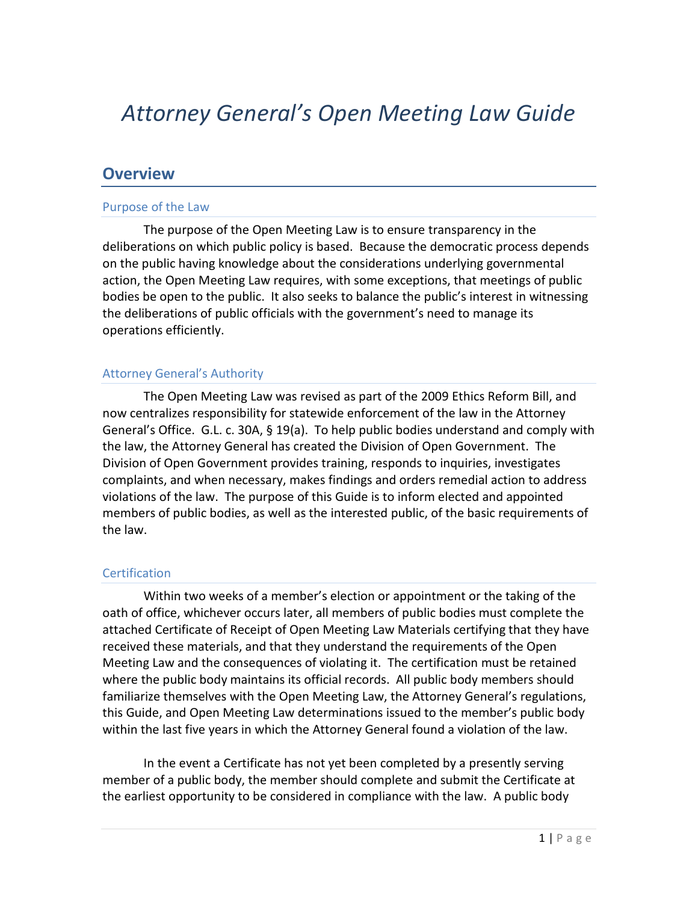# *Attorney General's Open Meeting Law Guide*

## Overview

### Purpose of the Law

The purpose of the Open Meeting Law is to ensure transparency in the deliberations on which public policy is based. Because the democratic process depends on the public having knowledge about the considerations underlying governmental action, the Open Meeting Law requires, with some exceptions, that meetings of public bodies be open to the public. It also seeks to balance the public's interest in witnessing the deliberations of public officials with the government's need to manage its operations efficiently.

### Attorney General's Authority

The Open Meeting Law was revised as part of the 2009 Ethics Reform Bill, and now centralizes responsibility for statewide enforcement of the law in the Attorney General's Office. G.L. c. 30A, § 19(a). To help public bodies understand and comply with the law, the Attorney General has created the Division of Open Government. The Division of Open Government provides training, responds to inquiries, investigates complaints, and when necessary, makes findings and orders remedial action to address violations of the law. The purpose of this Guide is to inform elected and appointed members of public bodies, as well as the interested public, of the basic requirements of the law.

### Certification

Within two weeks of a member's election or appointment or the taking of the oath of office, whichever occurs later, all members of public bodies must complete the attached Certificate of Receipt of Open Meeting Law Materials certifying that they have received these materials, and that they understand the requirements of the Open Meeting Law and the consequences of violating it. The certification must be retained where the public body maintains its official records. All public body members should familiarize themselves with the Open Meeting Law, the Attorney General's regulations, this Guide, and Open Meeting Law determinations issued to the member's public body within the last five years in which the Attorney General found a violation of the law.

In the event a Certificate has not yet been completed by a presently serving member of a public body, the member should complete and submit the Certificate at the earliest opportunity to be considered in compliance with the law. A public body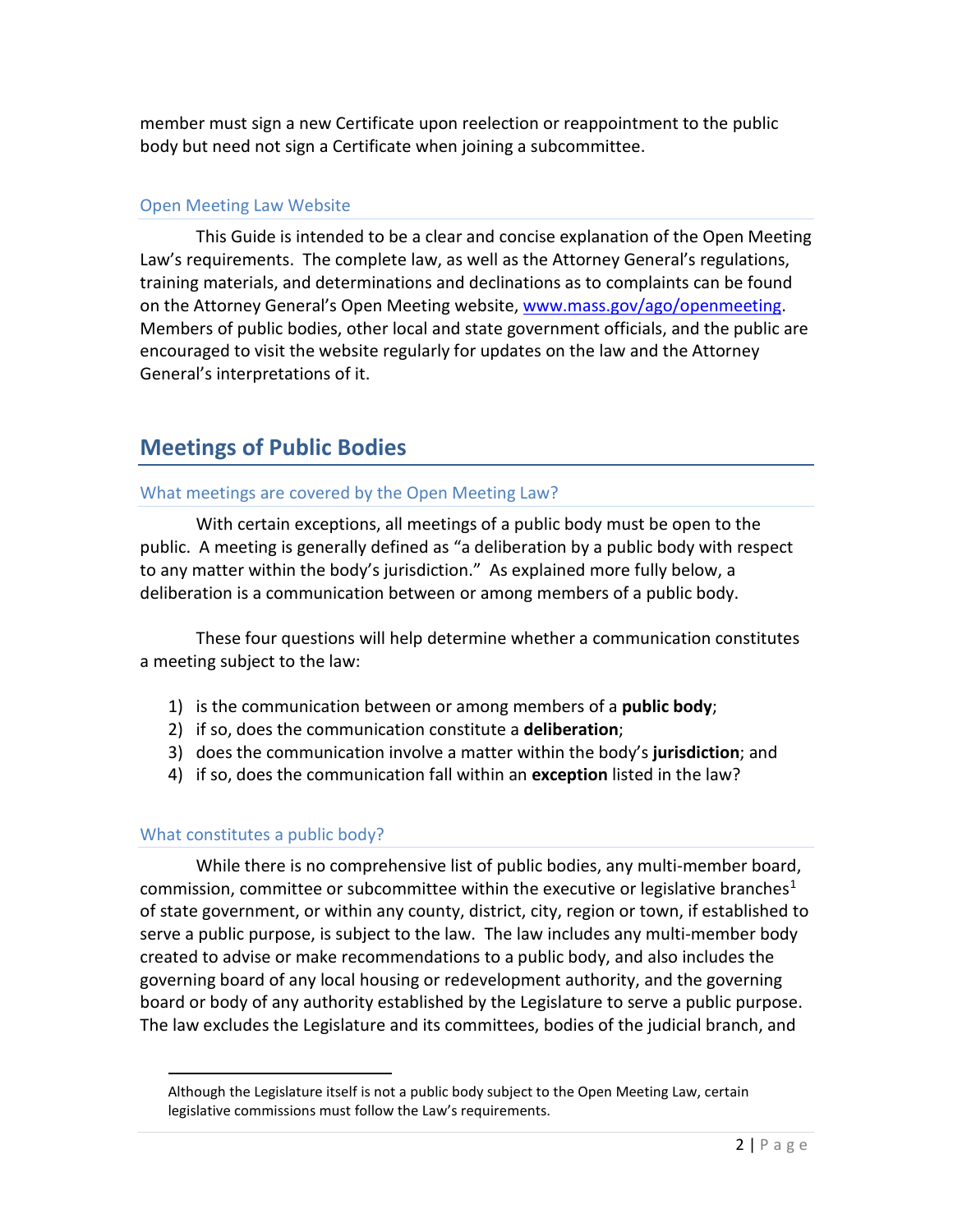member must sign a new Certificate upon reelection or reappointment to the public body but need not sign a Certificate when joining a subcommittee.

### Open Meeting Law Website

This Guide is intended to be a clear and concise explanation of the Open Meeting Law's requirements. The complete law, as well as the Attorney General's regulations, training materials, and determinations and declinations as to complaints can be found on the Attorney General's Open Meeting website, [www.mass.gov/ago/openmeeting](http://www.mass.gov/ago/openmeeting). Members of public bodies, other local and state government officials, and the public are encouraged to visit the website regularly for updates on the law and the Attorney General's interpretations of it.

## Meetings of Public Bodies

### What meetings are covered by the Open Meeting Law?

With certain exceptions, all meetings of a public body must be open to the public. A meeting is generally defined as "a deliberation by a public body with respect to any matter within the body's jurisdiction." As explained more fully below, a deliberation is a communication between or among members of a public body.

These four questions will help determine whether a communication constitutes a meeting subject to the law:

1) is the communication between or among members of a **public body**;
2) if so, does the communication constitute a **deliberation**;
3) does the communication involve a matter within the body's **jurisdiction**; and
4) if so, does the communication fall within an **exception** listed in the law?

### What constitutes a public body?

While there is no comprehensive list of public bodies, any multi-member board, commission, committee or subcommittee within the executive or legislative branches[1] of state government, or within any county, district, city, region or town, if established to serve a public purpose, is subject to the law. The law includes any multi-member body created to advise or make recommendations to a public body, and also includes the governing board of any local housing or redevelopment authority, and the governing board or body of any authority established by the Legislature to serve a public purpose. The law excludes the Legislature and its committees, bodies of the judicial branch, and

---

[1] Although the Legislature itself is not a public body subject to the Open Meeting Law, certain legislative commissions must follow the Law's requirements.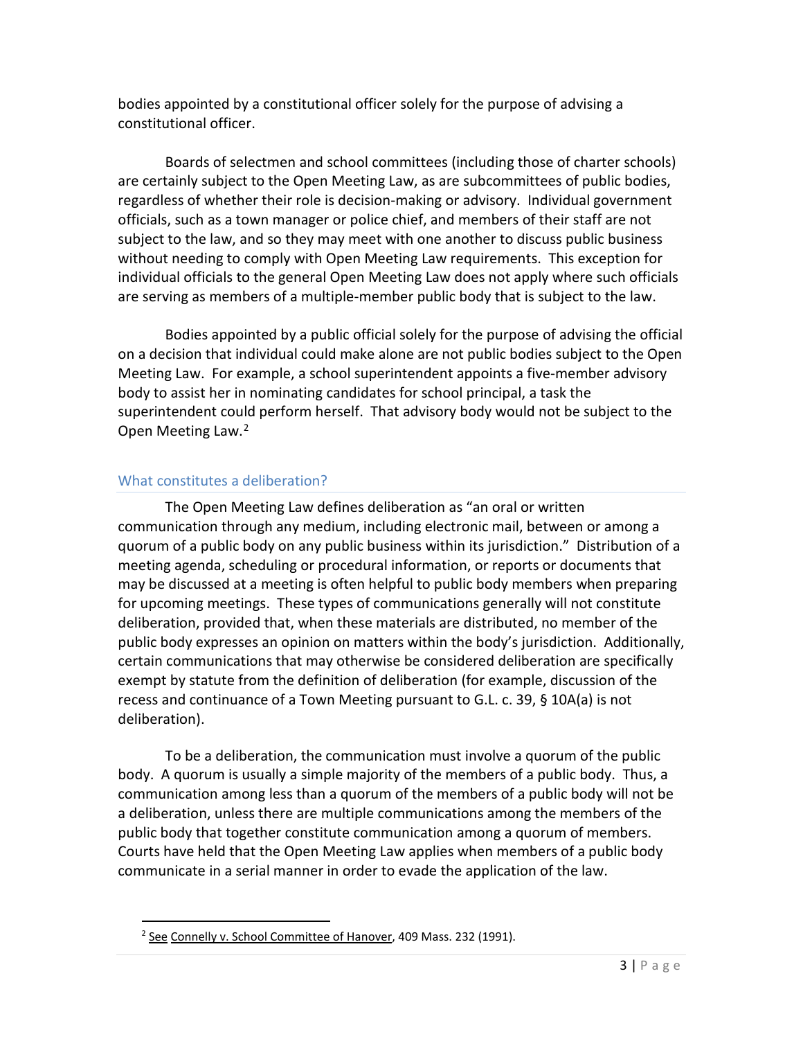bodies appointed by a constitutional officer solely for the purpose of advising a constitutional officer.

Boards of selectmen and school committees (including those of charter schools) are certainly subject to the Open Meeting Law, as are subcommittees of public bodies, regardless of whether their role is decision-making or advisory. Individual government officials, such as a town manager or police chief, and members of their staff are not subject to the law, and so they may meet with one another to discuss public business without needing to comply with Open Meeting Law requirements. This exception for individual officials to the general Open Meeting Law does not apply where such officials are serving as members of a multiple-member public body that is subject to the law.

Bodies appointed by a public official solely for the purpose of advising the official on a decision that individual could make alone are not public bodies subject to the Open Meeting Law. For example, a school superintendent appoints a five-member advisory body to assist her in nominating candidates for school principal, a task the superintendent could perform herself. That advisory body would not be subject to the Open Meeting Law.[2]

## What constitutes a deliberation?

The Open Meeting Law defines deliberation as "an oral or written communication through any medium, including electronic mail, between or among a quorum of a public body on any public business within its jurisdiction." Distribution of a meeting agenda, scheduling or procedural information, or reports or documents that may be discussed at a meeting is often helpful to public body members when preparing for upcoming meetings. These types of communications generally will not constitute deliberation, provided that, when these materials are distributed, no member of the public body expresses an opinion on matters within the body's jurisdiction. Additionally, certain communications that may otherwise be considered deliberation are specifically exempt by statute from the definition of deliberation (for example, discussion of the recess and continuance of a Town Meeting pursuant to G.L. c. 39, § 10A(a) is not deliberation).

To be a deliberation, the communication must involve a quorum of the public body. A quorum is usually a simple majority of the members of a public body. Thus, a communication among less than a quorum of the members of a public body will not be a deliberation, unless there are multiple communications among the members of the public body that together constitute communication among a quorum of members. Courts have held that the Open Meeting Law applies when members of a public body communicate in a serial manner in order to evade the application of the law.

---

[2] See Connelly v. School Committee of Hanover, 409 Mass. 232 (1991).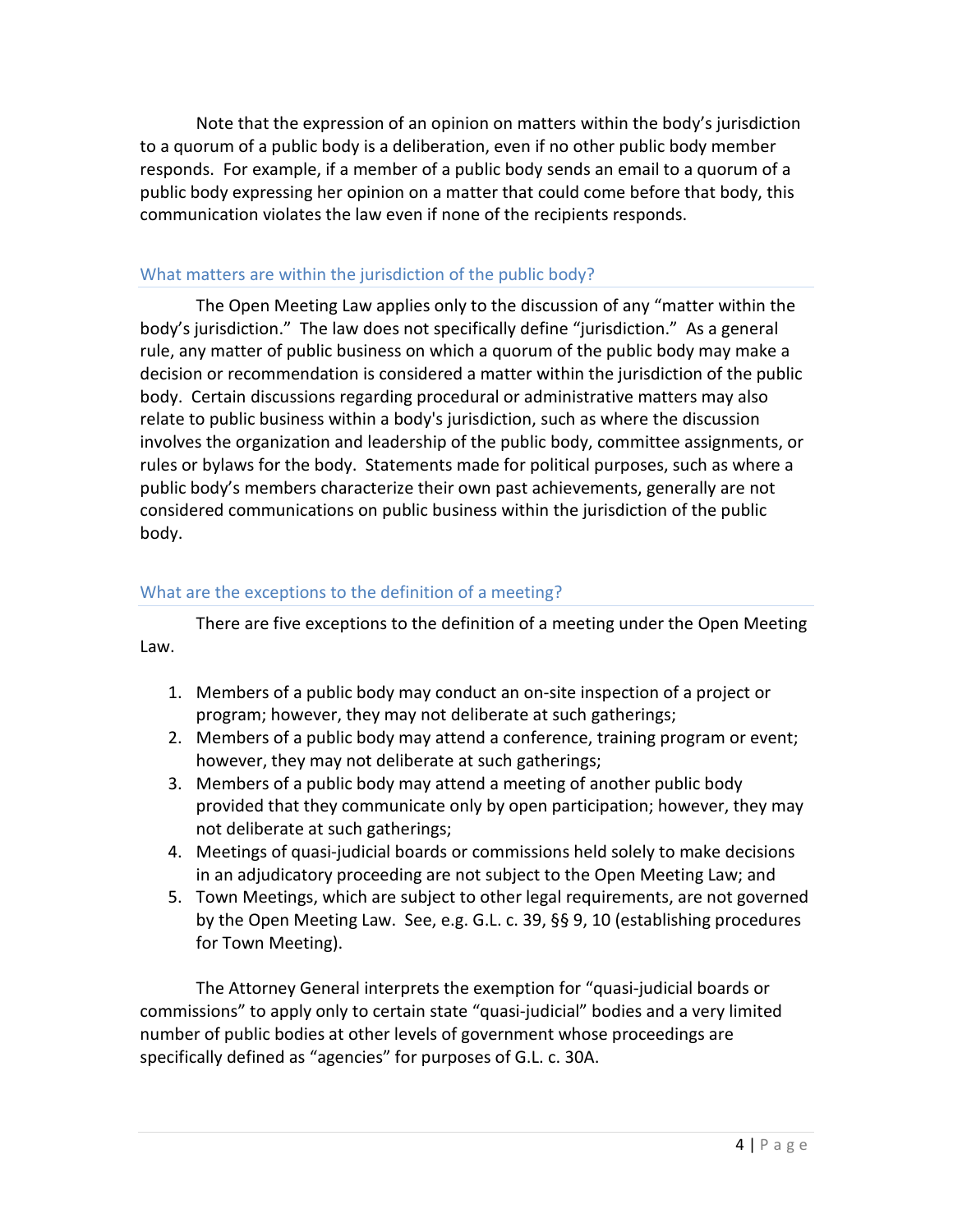Note that the expression of an opinion on matters within the body's jurisdiction to a quorum of a public body is a deliberation, even if no other public body member responds. For example, if a member of a public body sends an email to a quorum of a public body expressing her opinion on a matter that could come before that body, this communication violates the law even if none of the recipients responds.

### What matters are within the jurisdiction of the public body?

The Open Meeting Law applies only to the discussion of any "matter within the body's jurisdiction." The law does not specifically define "jurisdiction." As a general rule, any matter of public business on which a quorum of the public body may make a decision or recommendation is considered a matter within the jurisdiction of the public body. Certain discussions regarding procedural or administrative matters may also relate to public business within a body's jurisdiction, such as where the discussion involves the organization and leadership of the public body, committee assignments, or rules or bylaws for the body. Statements made for political purposes, such as where a public body's members characterize their own past achievements, generally are not considered communications on public business within the jurisdiction of the public body.

### What are the exceptions to the definition of a meeting?

There are five exceptions to the definition of a meeting under the Open Meeting Law.

1. Members of a public body may conduct an on-site inspection of a project or program; however, they may not deliberate at such gatherings;
2. Members of a public body may attend a conference, training program or event; however, they may not deliberate at such gatherings;
3. Members of a public body may attend a meeting of another public body provided that they communicate only by open participation; however, they may not deliberate at such gatherings;
4. Meetings of quasi-judicial boards or commissions held solely to make decisions in an adjudicatory proceeding are not subject to the Open Meeting Law; and
5. Town Meetings, which are subject to other legal requirements, are not governed by the Open Meeting Law. See, e.g. G.L. c. 39, §§ 9, 10 (establishing procedures for Town Meeting).

The Attorney General interprets the exemption for "quasi-judicial boards or commissions" to apply only to certain state "quasi-judicial" bodies and a very limited number of public bodies at other levels of government whose proceedings are specifically defined as "agencies" for purposes of G.L. c. 30A.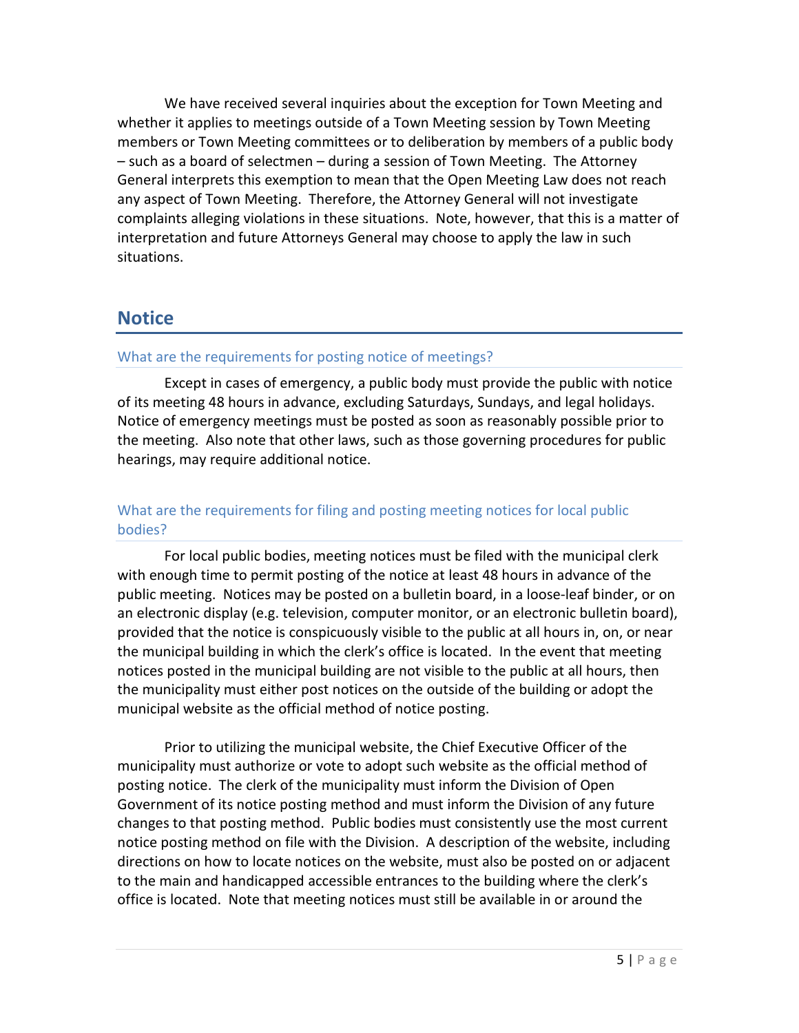We have received several inquiries about the exception for Town Meeting and whether it applies to meetings outside of a Town Meeting session by Town Meeting members or Town Meeting committees or to deliberation by members of a public body – such as a board of selectmen – during a session of Town Meeting. The Attorney General interprets this exemption to mean that the Open Meeting Law does not reach any aspect of Town Meeting. Therefore, the Attorney General will not investigate complaints alleging violations in these situations. Note, however, that this is a matter of interpretation and future Attorneys General may choose to apply the law in such situations.

## Notice

### What are the requirements for posting notice of meetings?

Except in cases of emergency, a public body must provide the public with notice of its meeting 48 hours in advance, excluding Saturdays, Sundays, and legal holidays. Notice of emergency meetings must be posted as soon as reasonably possible prior to the meeting. Also note that other laws, such as those governing procedures for public hearings, may require additional notice.

### What are the requirements for filing and posting meeting notices for local public bodies?

For local public bodies, meeting notices must be filed with the municipal clerk with enough time to permit posting of the notice at least 48 hours in advance of the public meeting. Notices may be posted on a bulletin board, in a loose-leaf binder, or on an electronic display (e.g. television, computer monitor, or an electronic bulletin board), provided that the notice is conspicuously visible to the public at all hours in, on, or near the municipal building in which the clerk's office is located. In the event that meeting notices posted in the municipal building are not visible to the public at all hours, then the municipality must either post notices on the outside of the building or adopt the municipal website as the official method of notice posting.

Prior to utilizing the municipal website, the Chief Executive Officer of the municipality must authorize or vote to adopt such website as the official method of posting notice. The clerk of the municipality must inform the Division of Open Government of its notice posting method and must inform the Division of any future changes to that posting method. Public bodies must consistently use the most current notice posting method on file with the Division. A description of the website, including directions on how to locate notices on the website, must also be posted on or adjacent to the main and handicapped accessible entrances to the building where the clerk's office is located. Note that meeting notices must still be available in or around the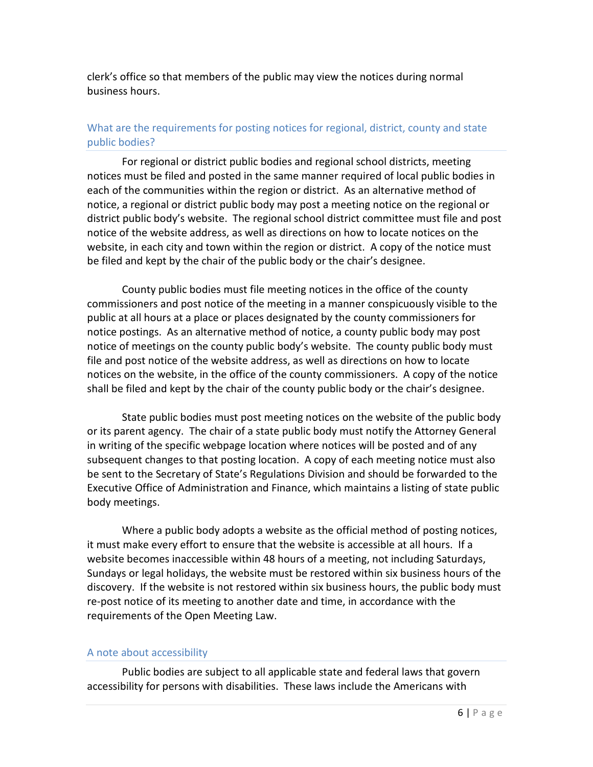clerk's office so that members of the public may view the notices during normal business hours.

### What are the requirements for posting notices for regional, district, county and state public bodies?

For regional or district public bodies and regional school districts, meeting notices must be filed and posted in the same manner required of local public bodies in each of the communities within the region or district. As an alternative method of notice, a regional or district public body may post a meeting notice on the regional or district public body's website. The regional school district committee must file and post notice of the website address, as well as directions on how to locate notices on the website, in each city and town within the region or district. A copy of the notice must be filed and kept by the chair of the public body or the chair's designee.

County public bodies must file meeting notices in the office of the county commissioners and post notice of the meeting in a manner conspicuously visible to the public at all hours at a place or places designated by the county commissioners for notice postings. As an alternative method of notice, a county public body may post notice of meetings on the county public body's website. The county public body must file and post notice of the website address, as well as directions on how to locate notices on the website, in the office of the county commissioners. A copy of the notice shall be filed and kept by the chair of the county public body or the chair's designee.

State public bodies must post meeting notices on the website of the public body or its parent agency. The chair of a state public body must notify the Attorney General in writing of the specific webpage location where notices will be posted and of any subsequent changes to that posting location. A copy of each meeting notice must also be sent to the Secretary of State's Regulations Division and should be forwarded to the Executive Office of Administration and Finance, which maintains a listing of state public body meetings.

Where a public body adopts a website as the official method of posting notices, it must make every effort to ensure that the website is accessible at all hours. If a website becomes inaccessible within 48 hours of a meeting, not including Saturdays, Sundays or legal holidays, the website must be restored within six business hours of the discovery. If the website is not restored within six business hours, the public body must re-post notice of its meeting to another date and time, in accordance with the requirements of the Open Meeting Law.

### A note about accessibility

Public bodies are subject to all applicable state and federal laws that govern accessibility for persons with disabilities. These laws include the Americans with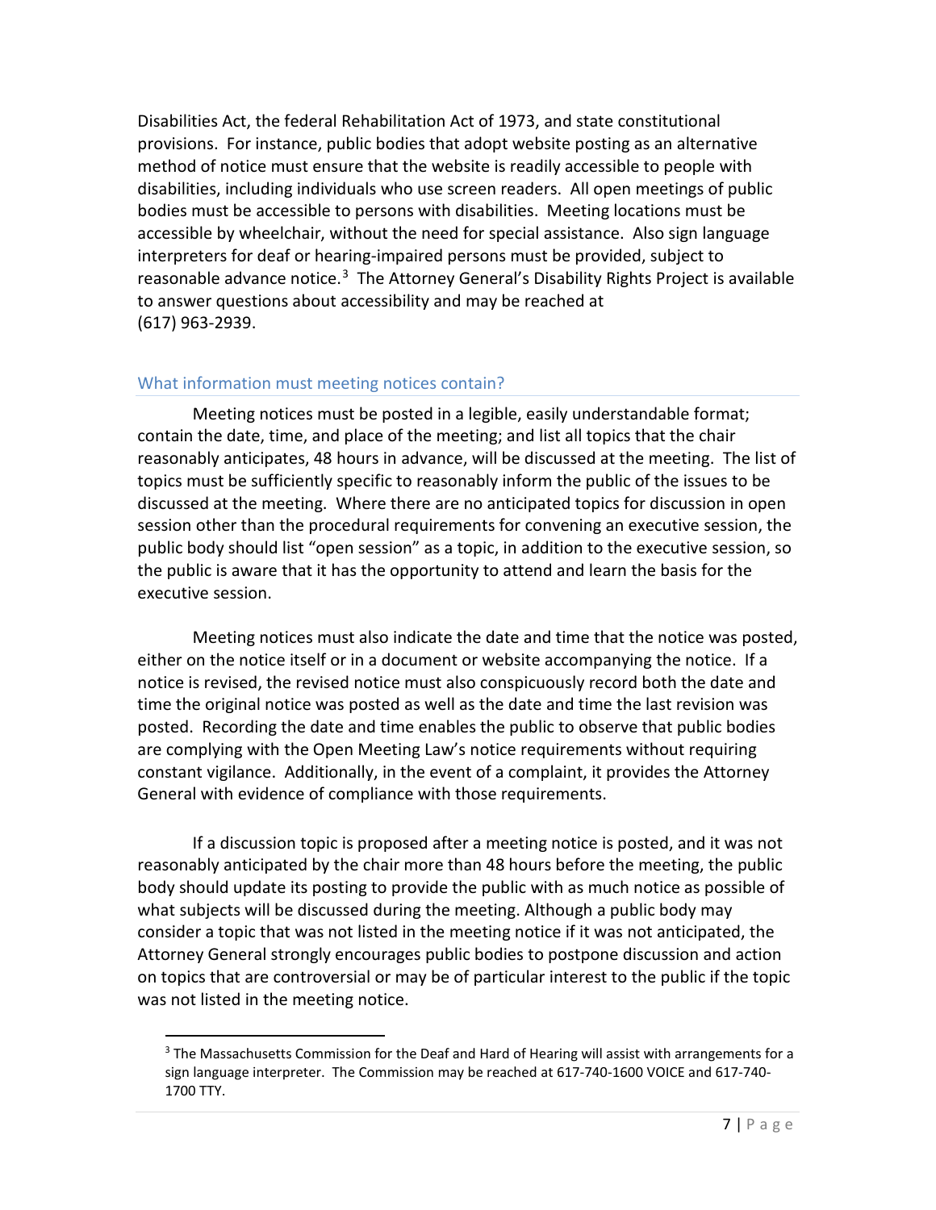Disabilities Act, the federal Rehabilitation Act of 1973, and state constitutional provisions. For instance, public bodies that adopt website posting as an alternative method of notice must ensure that the website is readily accessible to people with disabilities, including individuals who use screen readers. All open meetings of public bodies must be accessible to persons with disabilities. Meeting locations must be accessible by wheelchair, without the need for special assistance. Also sign language interpreters for deaf or hearing-impaired persons must be provided, subject to reasonable advance notice.[3] The Attorney General's Disability Rights Project is available to answer questions about accessibility and may be reached at (617) 963-2939.

## What information must meeting notices contain?

Meeting notices must be posted in a legible, easily understandable format; contain the date, time, and place of the meeting; and list all topics that the chair reasonably anticipates, 48 hours in advance, will be discussed at the meeting. The list of topics must be sufficiently specific to reasonably inform the public of the issues to be discussed at the meeting. Where there are no anticipated topics for discussion in open session other than the procedural requirements for convening an executive session, the public body should list "open session" as a topic, in addition to the executive session, so the public is aware that it has the opportunity to attend and learn the basis for the executive session.

Meeting notices must also indicate the date and time that the notice was posted, either on the notice itself or in a document or website accompanying the notice. If a notice is revised, the revised notice must also conspicuously record both the date and time the original notice was posted as well as the date and time the last revision was posted. Recording the date and time enables the public to observe that public bodies are complying with the Open Meeting Law's notice requirements without requiring constant vigilance. Additionally, in the event of a complaint, it provides the Attorney General with evidence of compliance with those requirements.

If a discussion topic is proposed after a meeting notice is posted, and it was not reasonably anticipated by the chair more than 48 hours before the meeting, the public body should update its posting to provide the public with as much notice as possible of what subjects will be discussed during the meeting. Although a public body may consider a topic that was not listed in the meeting notice if it was not anticipated, the Attorney General strongly encourages public bodies to postpone discussion and action on topics that are controversial or may be of particular interest to the public if the topic was not listed in the meeting notice.

---

[3] The Massachusetts Commission for the Deaf and Hard of Hearing will assist with arrangements for a sign language interpreter. The Commission may be reached at 617-740-1600 VOICE and 617-740-1700 TTY.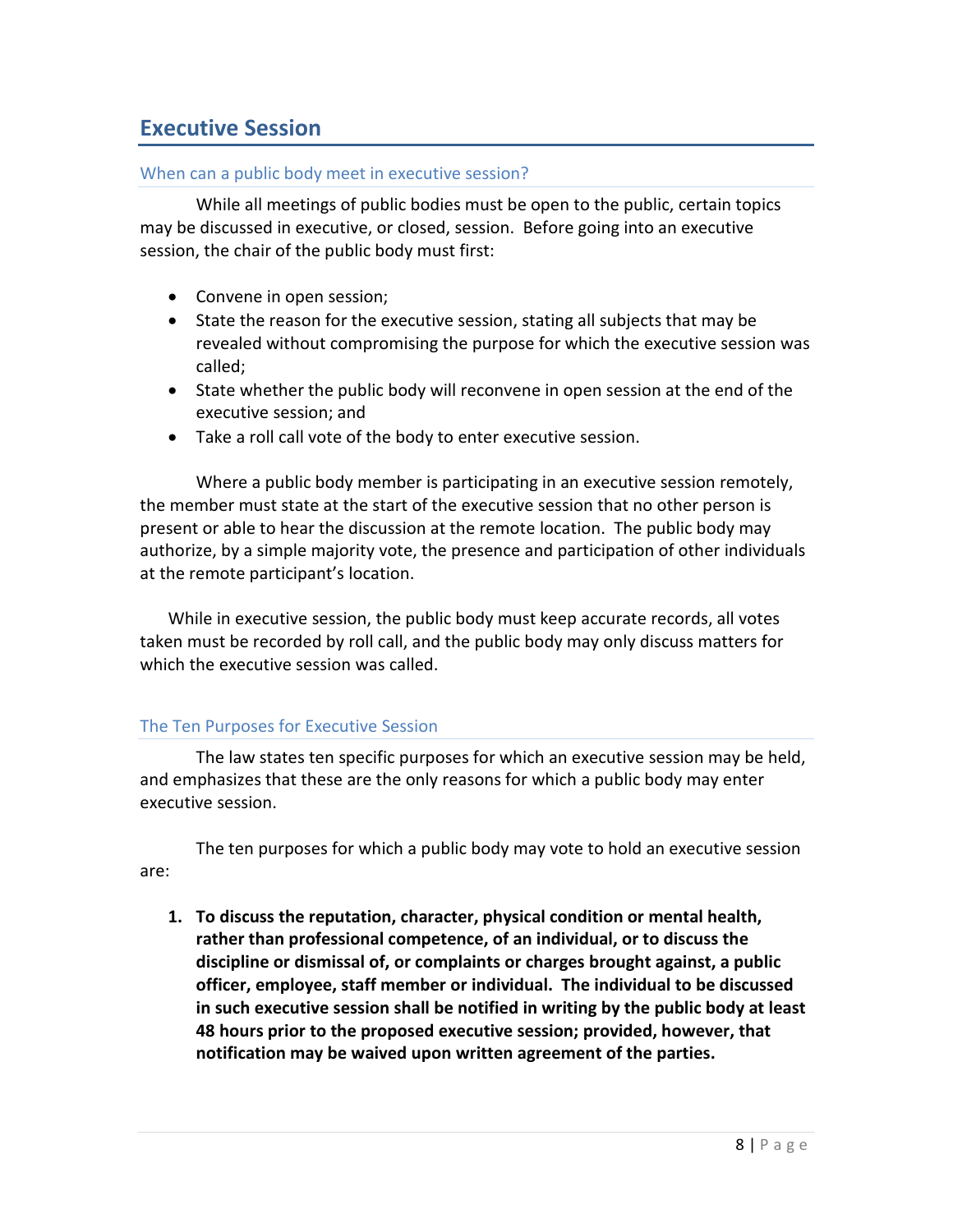## Executive Session

### When can a public body meet in executive session?

While all meetings of public bodies must be open to the public, certain topics may be discussed in executive, or closed, session. Before going into an executive session, the chair of the public body must first:

- Convene in open session;
- State the reason for the executive session, stating all subjects that may be revealed without compromising the purpose for which the executive session was called;
- State whether the public body will reconvene in open session at the end of the executive session; and
- Take a roll call vote of the body to enter executive session.

Where a public body member is participating in an executive session remotely, the member must state at the start of the executive session that no other person is present or able to hear the discussion at the remote location. The public body may authorize, by a simple majority vote, the presence and participation of other individuals at the remote participant's location.

While in executive session, the public body must keep accurate records, all votes taken must be recorded by roll call, and the public body may only discuss matters for which the executive session was called.

### The Ten Purposes for Executive Session

The law states ten specific purposes for which an executive session may be held, and emphasizes that these are the only reasons for which a public body may enter executive session.

The ten purposes for which a public body may vote to hold an executive session are:

1. **To discuss the reputation, character, physical condition or mental health, rather than professional competence, of an individual, or to discuss the discipline or dismissal of, or complaints or charges brought against, a public officer, employee, staff member or individual. The individual to be discussed in such executive session shall be notified in writing by the public body at least 48 hours prior to the proposed executive session; provided, however, that notification may be waived upon written agreement of the parties.**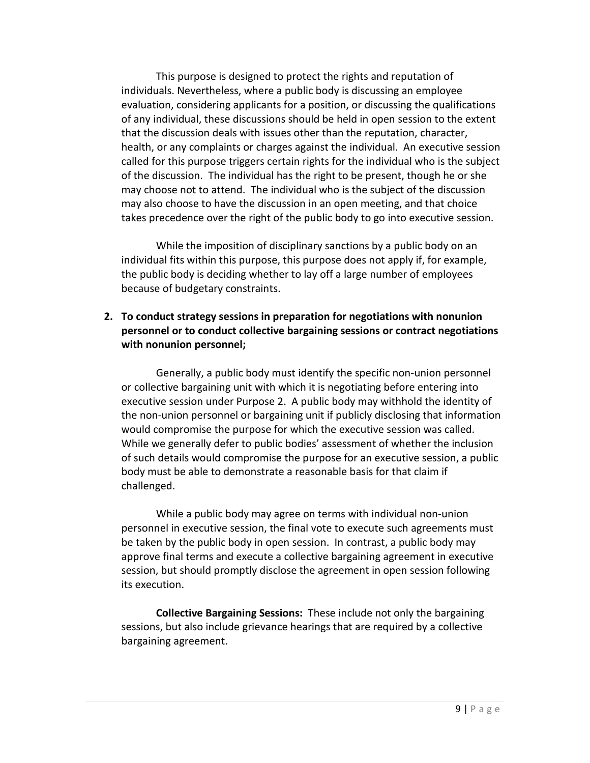This purpose is designed to protect the rights and reputation of individuals. Nevertheless, where a public body is discussing an employee evaluation, considering applicants for a position, or discussing the qualifications of any individual, these discussions should be held in open session to the extent that the discussion deals with issues other than the reputation, character, health, or any complaints or charges against the individual. An executive session called for this purpose triggers certain rights for the individual who is the subject of the discussion. The individual has the right to be present, though he or she may choose not to attend. The individual who is the subject of the discussion may also choose to have the discussion in an open meeting, and that choice takes precedence over the right of the public body to go into executive session.

While the imposition of disciplinary sanctions by a public body on an individual fits within this purpose, this purpose does not apply if, for example, the public body is deciding whether to lay off a large number of employees because of budgetary constraints.

2. **To conduct strategy sessions in preparation for negotiations with nonunion personnel or to conduct collective bargaining sessions or contract negotiations with nonunion personnel;**

Generally, a public body must identify the specific non-union personnel or collective bargaining unit with which it is negotiating before entering into executive session under Purpose 2. A public body may withhold the identity of the non-union personnel or bargaining unit if publicly disclosing that information would compromise the purpose for which the executive session was called. While we generally defer to public bodies' assessment of whether the inclusion of such details would compromise the purpose for an executive session, a public body must be able to demonstrate a reasonable basis for that claim if challenged.

While a public body may agree on terms with individual non-union personnel in executive session, the final vote to execute such agreements must be taken by the public body in open session. In contrast, a public body may approve final terms and execute a collective bargaining agreement in executive session, but should promptly disclose the agreement in open session following its execution.

**Collective Bargaining Sessions:** These include not only the bargaining sessions, but also include grievance hearings that are required by a collective bargaining agreement.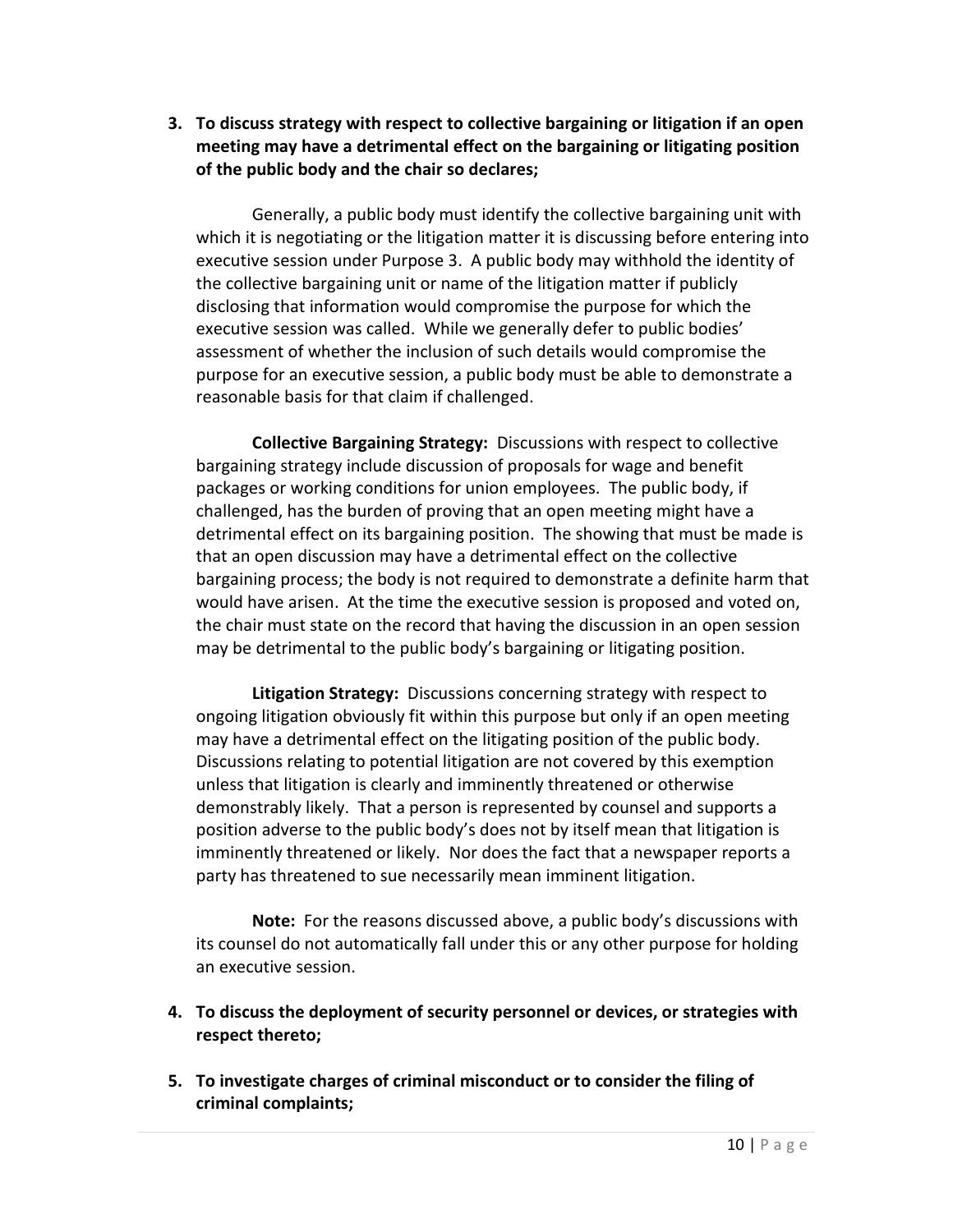3. **To discuss strategy with respect to collective bargaining or litigation if an open meeting may have a detrimental effect on the bargaining or litigating position of the public body and the chair so declares;**

   Generally, a public body must identify the collective bargaining unit with which it is negotiating or the litigation matter it is discussing before entering into executive session under Purpose 3. A public body may withhold the identity of the collective bargaining unit or name of the litigation matter if publicly disclosing that information would compromise the purpose for which the executive session was called. While we generally defer to public bodies' assessment of whether the inclusion of such details would compromise the purpose for an executive session, a public body must be able to demonstrate a reasonable basis for that claim if challenged.

   **Collective Bargaining Strategy:** Discussions with respect to collective bargaining strategy include discussion of proposals for wage and benefit packages or working conditions for union employees. The public body, if challenged, has the burden of proving that an open meeting might have a detrimental effect on its bargaining position. The showing that must be made is that an open discussion may have a detrimental effect on the collective bargaining process; the body is not required to demonstrate a definite harm that would have arisen. At the time the executive session is proposed and voted on, the chair must state on the record that having the discussion in an open session may be detrimental to the public body's bargaining or litigating position.

   **Litigation Strategy:** Discussions concerning strategy with respect to ongoing litigation obviously fit within this purpose but only if an open meeting may have a detrimental effect on the litigating position of the public body. Discussions relating to potential litigation are not covered by this exemption unless that litigation is clearly and imminently threatened or otherwise demonstrably likely. That a person is represented by counsel and supports a position adverse to the public body's does not by itself mean that litigation is imminently threatened or likely. Nor does the fact that a newspaper reports a party has threatened to sue necessarily mean imminent litigation.

   **Note:** For the reasons discussed above, a public body's discussions with its counsel do not automatically fall under this or any other purpose for holding an executive session.

4. **To discuss the deployment of security personnel or devices, or strategies with respect thereto;**

5. **To investigate charges of criminal misconduct or to consider the filing of criminal complaints;**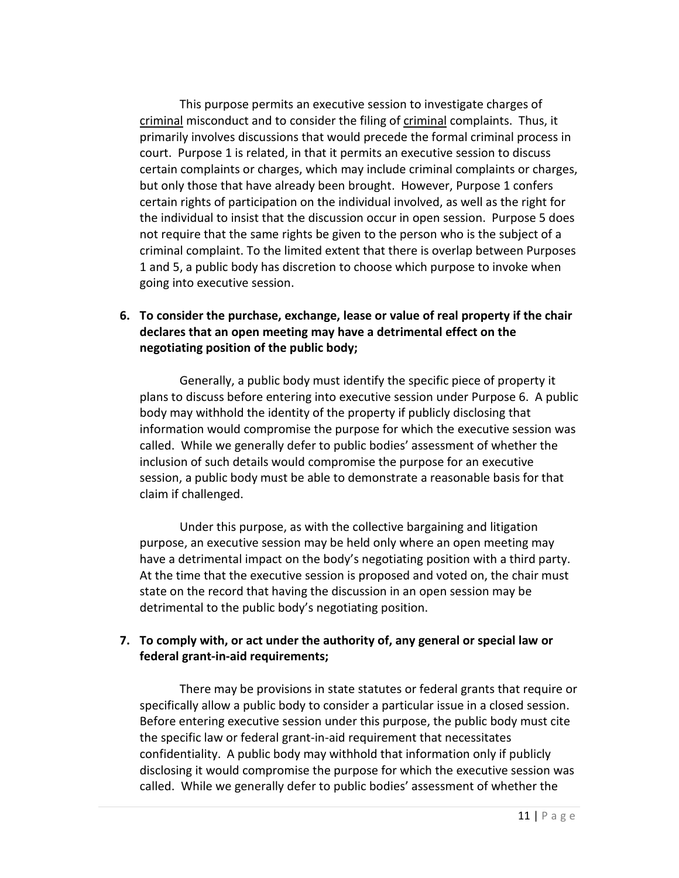This purpose permits an executive session to investigate charges of <u>criminal</u> misconduct and to consider the filing of <u>criminal</u> complaints. Thus, it primarily involves discussions that would precede the formal criminal process in court. Purpose 1 is related, in that it permits an executive session to discuss certain complaints or charges, which may include criminal complaints or charges, but only those that have already been brought. However, Purpose 1 confers certain rights of participation on the individual involved, as well as the right for the individual to insist that the discussion occur in open session. Purpose 5 does not require that the same rights be given to the person who is the subject of a criminal complaint. To the limited extent that there is overlap between Purposes 1 and 5, a public body has discretion to choose which purpose to invoke when going into executive session.

6. **To consider the purchase, exchange, lease or value of real property if the chair declares that an open meeting may have a detrimental effect on the negotiating position of the public body;**

Generally, a public body must identify the specific piece of property it plans to discuss before entering into executive session under Purpose 6. A public body may withhold the identity of the property if publicly disclosing that information would compromise the purpose for which the executive session was called. While we generally defer to public bodies' assessment of whether the inclusion of such details would compromise the purpose for an executive session, a public body must be able to demonstrate a reasonable basis for that claim if challenged.

Under this purpose, as with the collective bargaining and litigation purpose, an executive session may be held only where an open meeting may have a detrimental impact on the body's negotiating position with a third party. At the time that the executive session is proposed and voted on, the chair must state on the record that having the discussion in an open session may be detrimental to the public body's negotiating position.

7. **To comply with, or act under the authority of, any general or special law or federal grant-in-aid requirements;**

There may be provisions in state statutes or federal grants that require or specifically allow a public body to consider a particular issue in a closed session. Before entering executive session under this purpose, the public body must cite the specific law or federal grant-in-aid requirement that necessitates confidentiality. A public body may withhold that information only if publicly disclosing it would compromise the purpose for which the executive session was called. While we generally defer to public bodies' assessment of whether the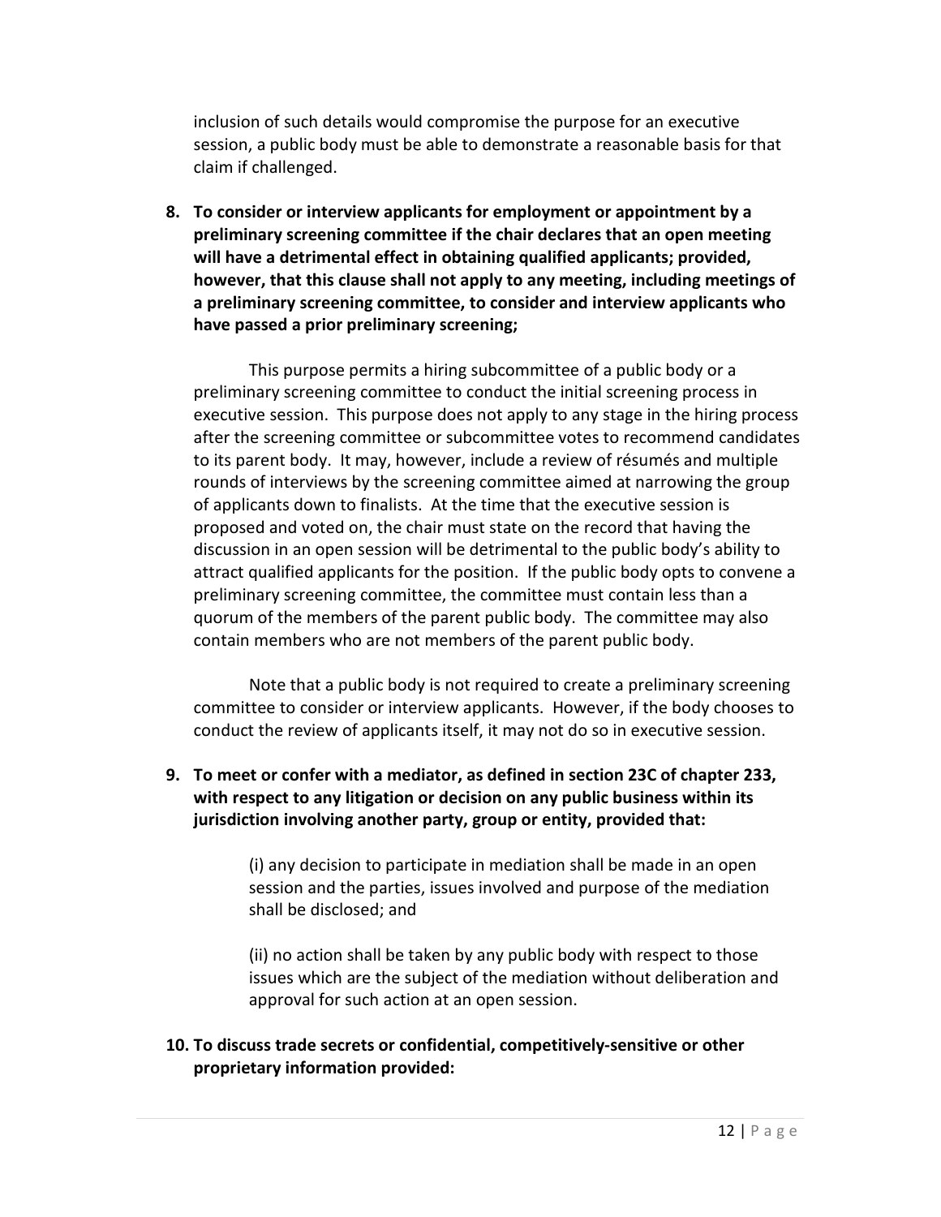inclusion of such details would compromise the purpose for an executive session, a public body must be able to demonstrate a reasonable basis for that claim if challenged.

8. **To consider or interview applicants for employment or appointment by a preliminary screening committee if the chair declares that an open meeting will have a detrimental effect in obtaining qualified applicants; provided, however, that this clause shall not apply to any meeting, including meetings of a preliminary screening committee, to consider and interview applicants who have passed a prior preliminary screening;**

   This purpose permits a hiring subcommittee of a public body or a preliminary screening committee to conduct the initial screening process in executive session. This purpose does not apply to any stage in the hiring process after the screening committee or subcommittee votes to recommend candidates to its parent body. It may, however, include a review of résumés and multiple rounds of interviews by the screening committee aimed at narrowing the group of applicants down to finalists. At the time that the executive session is proposed and voted on, the chair must state on the record that having the discussion in an open session will be detrimental to the public body's ability to attract qualified applicants for the position. If the public body opts to convene a preliminary screening committee, the committee must contain less than a quorum of the members of the parent public body. The committee may also contain members who are not members of the parent public body.

   Note that a public body is not required to create a preliminary screening committee to consider or interview applicants. However, if the body chooses to conduct the review of applicants itself, it may not do so in executive session.

9. **To meet or confer with a mediator, as defined in section 23C of chapter 233, with respect to any litigation or decision on any public business within its jurisdiction involving another party, group or entity, provided that:**

   (i) any decision to participate in mediation shall be made in an open session and the parties, issues involved and purpose of the mediation shall be disclosed; and

   (ii) no action shall be taken by any public body with respect to those issues which are the subject of the mediation without deliberation and approval for such action at an open session.

10. **To discuss trade secrets or confidential, competitively-sensitive or other proprietary information provided:**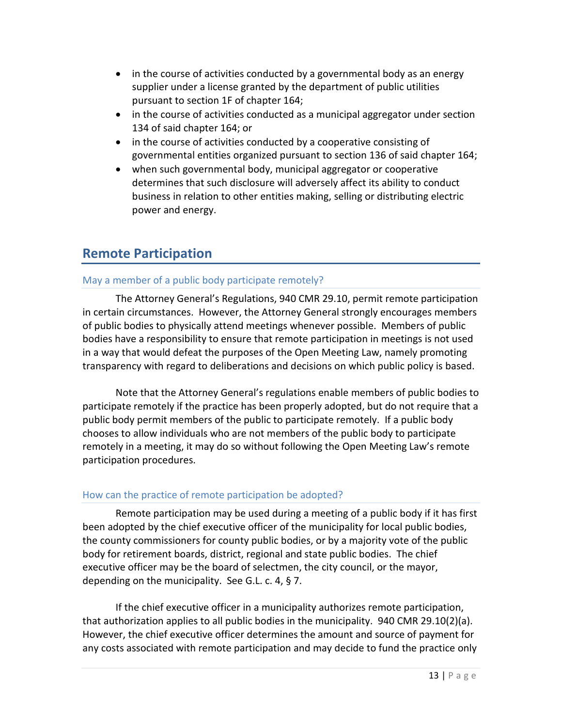- in the course of activities conducted by a governmental body as an energy supplier under a license granted by the department of public utilities pursuant to section 1F of chapter 164;
- in the course of activities conducted as a municipal aggregator under section 134 of said chapter 164; or
- in the course of activities conducted by a cooperative consisting of governmental entities organized pursuant to section 136 of said chapter 164;
- when such governmental body, municipal aggregator or cooperative determines that such disclosure will adversely affect its ability to conduct business in relation to other entities making, selling or distributing electric power and energy.

## Remote Participation

### May a member of a public body participate remotely?

The Attorney General's Regulations, 940 CMR 29.10, permit remote participation in certain circumstances. However, the Attorney General strongly encourages members of public bodies to physically attend meetings whenever possible. Members of public bodies have a responsibility to ensure that remote participation in meetings is not used in a way that would defeat the purposes of the Open Meeting Law, namely promoting transparency with regard to deliberations and decisions on which public policy is based.

Note that the Attorney General's regulations enable members of public bodies to participate remotely if the practice has been properly adopted, but do not require that a public body permit members of the public to participate remotely. If a public body chooses to allow individuals who are not members of the public body to participate remotely in a meeting, it may do so without following the Open Meeting Law's remote participation procedures.

### How can the practice of remote participation be adopted?

Remote participation may be used during a meeting of a public body if it has first been adopted by the chief executive officer of the municipality for local public bodies, the county commissioners for county public bodies, or by a majority vote of the public body for retirement boards, district, regional and state public bodies. The chief executive officer may be the board of selectmen, the city council, or the mayor, depending on the municipality. See G.L. c. 4, § 7.

If the chief executive officer in a municipality authorizes remote participation, that authorization applies to all public bodies in the municipality. 940 CMR 29.10(2)(a). However, the chief executive officer determines the amount and source of payment for any costs associated with remote participation and may decide to fund the practice only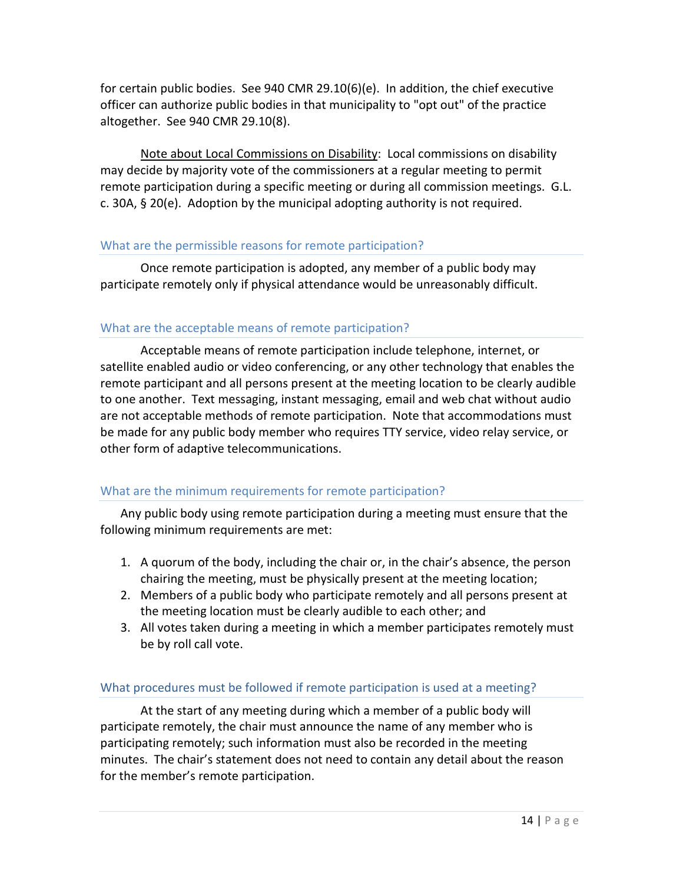for certain public bodies. See 940 CMR 29.10(6)(e). In addition, the chief executive officer can authorize public bodies in that municipality to "opt out" of the practice altogether. See 940 CMR 29.10(8).

Note about Local Commissions on Disability: Local commissions on disability may decide by majority vote of the commissioners at a regular meeting to permit remote participation during a specific meeting or during all commission meetings. G.L. c. 30A, § 20(e). Adoption by the municipal adopting authority is not required.

### What are the permissible reasons for remote participation?

Once remote participation is adopted, any member of a public body may participate remotely only if physical attendance would be unreasonably difficult.

### What are the acceptable means of remote participation?

Acceptable means of remote participation include telephone, internet, or satellite enabled audio or video conferencing, or any other technology that enables the remote participant and all persons present at the meeting location to be clearly audible to one another. Text messaging, instant messaging, email and web chat without audio are not acceptable methods of remote participation. Note that accommodations must be made for any public body member who requires TTY service, video relay service, or other form of adaptive telecommunications.

### What are the minimum requirements for remote participation?

Any public body using remote participation during a meeting must ensure that the following minimum requirements are met:

1. A quorum of the body, including the chair or, in the chair's absence, the person chairing the meeting, must be physically present at the meeting location;
2. Members of a public body who participate remotely and all persons present at the meeting location must be clearly audible to each other; and
3. All votes taken during a meeting in which a member participates remotely must be by roll call vote.

### What procedures must be followed if remote participation is used at a meeting?

At the start of any meeting during which a member of a public body will participate remotely, the chair must announce the name of any member who is participating remotely; such information must also be recorded in the meeting minutes. The chair's statement does not need to contain any detail about the reason for the member's remote participation.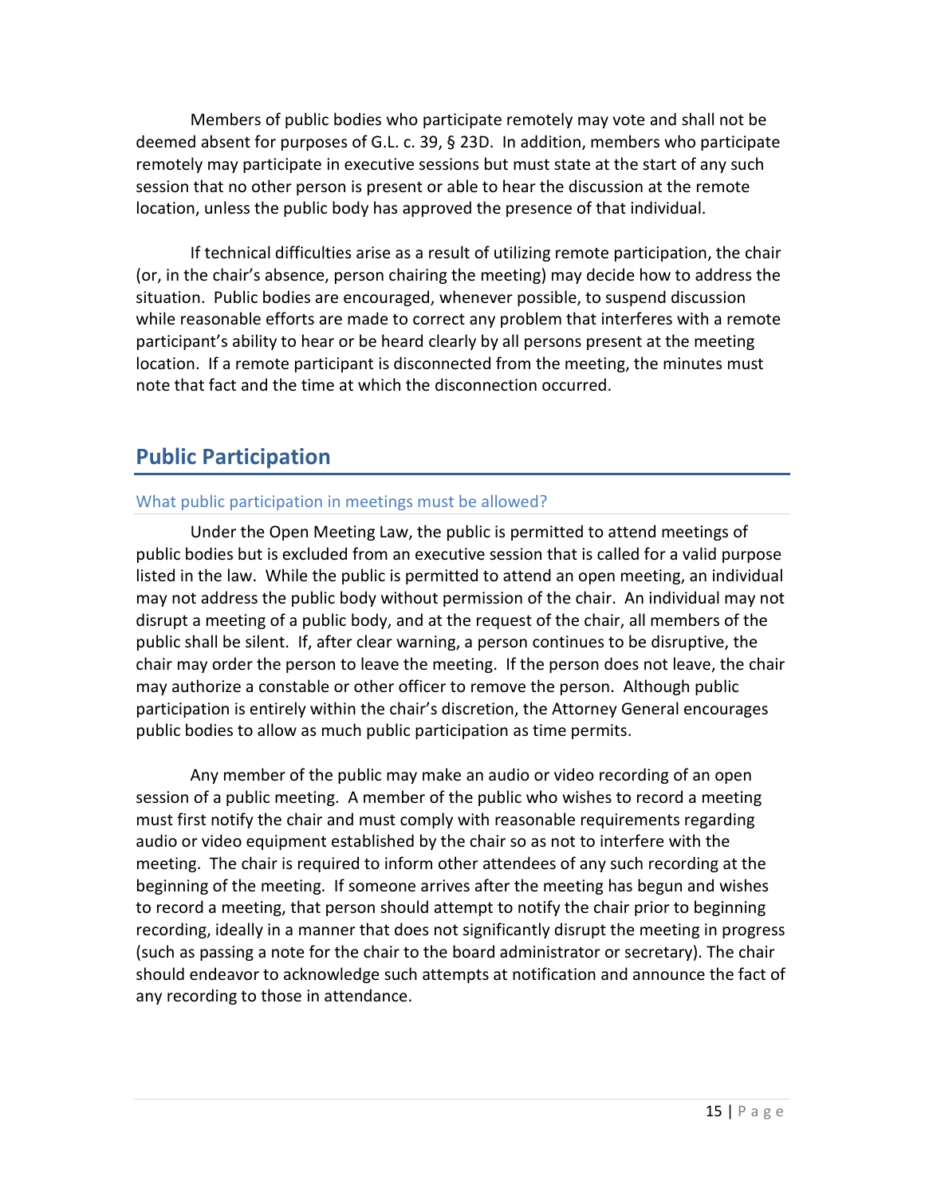Members of public bodies who participate remotely may vote and shall not be deemed absent for purposes of G.L. c. 39, § 23D. In addition, members who participate remotely may participate in executive sessions but must state at the start of any such session that no other person is present or able to hear the discussion at the remote location, unless the public body has approved the presence of that individual.

If technical difficulties arise as a result of utilizing remote participation, the chair (or, in the chair's absence, person chairing the meeting) may decide how to address the situation. Public bodies are encouraged, whenever possible, to suspend discussion while reasonable efforts are made to correct any problem that interferes with a remote participant's ability to hear or be heard clearly by all persons present at the meeting location. If a remote participant is disconnected from the meeting, the minutes must note that fact and the time at which the disconnection occurred.

## Public Participation

### What public participation in meetings must be allowed?

Under the Open Meeting Law, the public is permitted to attend meetings of public bodies but is excluded from an executive session that is called for a valid purpose listed in the law. While the public is permitted to attend an open meeting, an individual may not address the public body without permission of the chair. An individual may not disrupt a meeting of a public body, and at the request of the chair, all members of the public shall be silent. If, after clear warning, a person continues to be disruptive, the chair may order the person to leave the meeting. If the person does not leave, the chair may authorize a constable or other officer to remove the person. Although public participation is entirely within the chair's discretion, the Attorney General encourages public bodies to allow as much public participation as time permits.

Any member of the public may make an audio or video recording of an open session of a public meeting. A member of the public who wishes to record a meeting must first notify the chair and must comply with reasonable requirements regarding audio or video equipment established by the chair so as not to interfere with the meeting. The chair is required to inform other attendees of any such recording at the beginning of the meeting. If someone arrives after the meeting has begun and wishes to record a meeting, that person should attempt to notify the chair prior to beginning recording, ideally in a manner that does not significantly disrupt the meeting in progress (such as passing a note for the chair to the board administrator or secretary). The chair should endeavor to acknowledge such attempts at notification and announce the fact of any recording to those in attendance.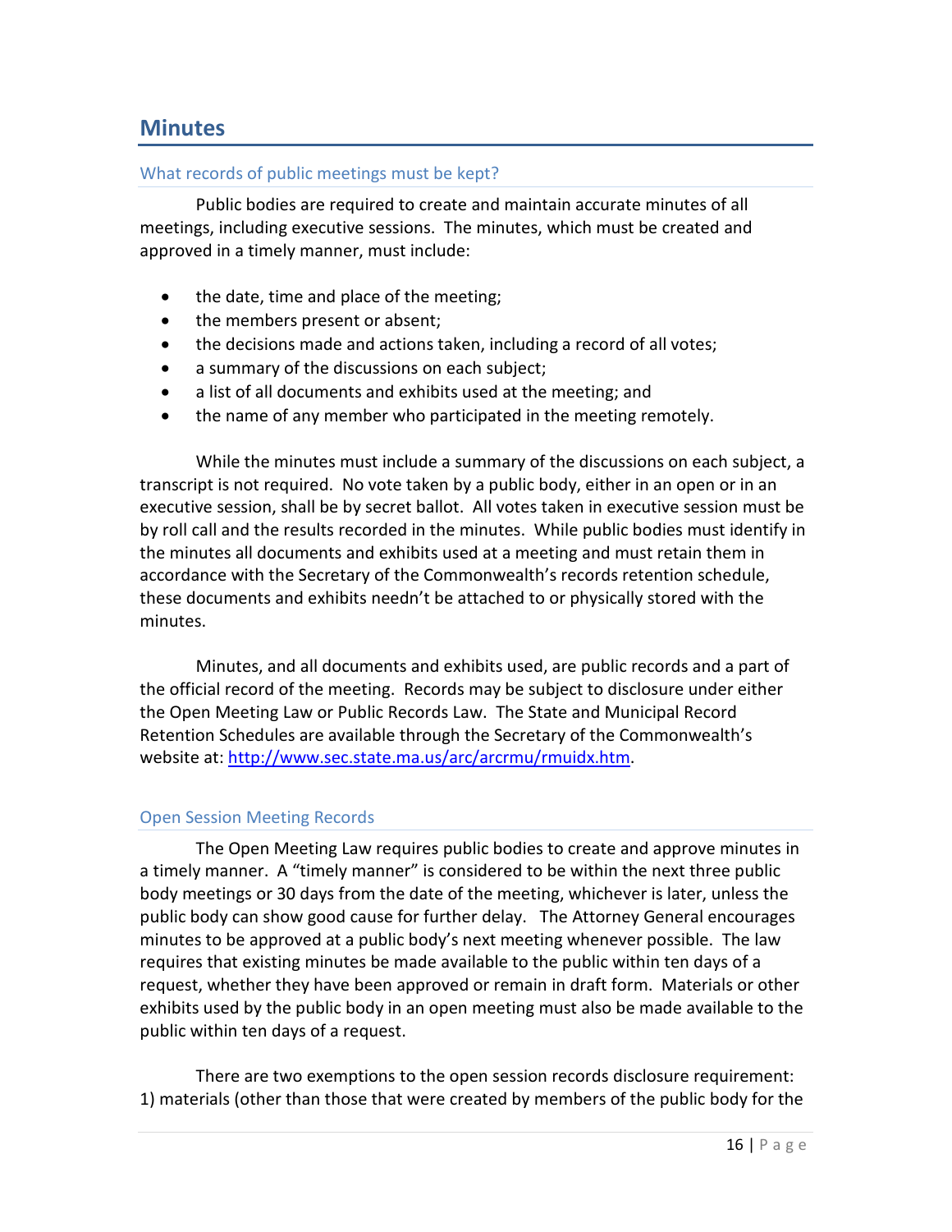## Minutes

### What records of public meetings must be kept?

Public bodies are required to create and maintain accurate minutes of all meetings, including executive sessions. The minutes, which must be created and approved in a timely manner, must include:

- the date, time and place of the meeting;
- the members present or absent;
- the decisions made and actions taken, including a record of all votes;
- a summary of the discussions on each subject;
- a list of all documents and exhibits used at the meeting; and
- the name of any member who participated in the meeting remotely.

While the minutes must include a summary of the discussions on each subject, a transcript is not required. No vote taken by a public body, either in an open or in an executive session, shall be by secret ballot. All votes taken in executive session must be by roll call and the results recorded in the minutes. While public bodies must identify in the minutes all documents and exhibits used at a meeting and must retain them in accordance with the Secretary of the Commonwealth's records retention schedule, these documents and exhibits needn't be attached to or physically stored with the minutes.

Minutes, and all documents and exhibits used, are public records and a part of the official record of the meeting. Records may be subject to disclosure under either the Open Meeting Law or Public Records Law. The State and Municipal Record Retention Schedules are available through the Secretary of the Commonwealth's website at: [http://www.sec.state.ma.us/arc/arcrmu/rmuidx.htm](http://www.sec.state.ma.us/arc/arcrmu/rmuidx.htm).

### Open Session Meeting Records

The Open Meeting Law requires public bodies to create and approve minutes in a timely manner. A "timely manner" is considered to be within the next three public body meetings or 30 days from the date of the meeting, whichever is later, unless the public body can show good cause for further delay. The Attorney General encourages minutes to be approved at a public body's next meeting whenever possible. The law requires that existing minutes be made available to the public within ten days of a request, whether they have been approved or remain in draft form. Materials or other exhibits used by the public body in an open meeting must also be made available to the public within ten days of a request.

There are two exemptions to the open session records disclosure requirement: 1) materials (other than those that were created by members of the public body for the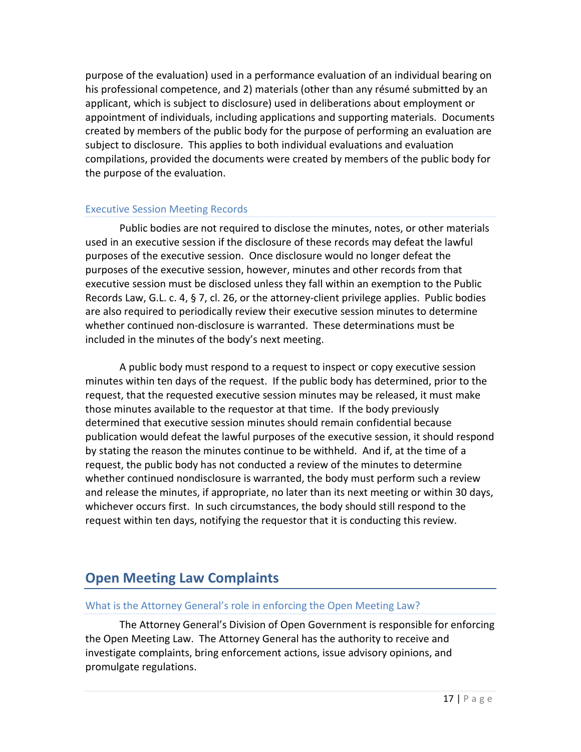purpose of the evaluation) used in a performance evaluation of an individual bearing on his professional competence, and 2) materials (other than any résumé submitted by an applicant, which is subject to disclosure) used in deliberations about employment or appointment of individuals, including applications and supporting materials. Documents created by members of the public body for the purpose of performing an evaluation are subject to disclosure. This applies to both individual evaluations and evaluation compilations, provided the documents were created by members of the public body for the purpose of the evaluation.

### Executive Session Meeting Records

Public bodies are not required to disclose the minutes, notes, or other materials used in an executive session if the disclosure of these records may defeat the lawful purposes of the executive session. Once disclosure would no longer defeat the purposes of the executive session, however, minutes and other records from that executive session must be disclosed unless they fall within an exemption to the Public Records Law, G.L. c. 4, § 7, cl. 26, or the attorney-client privilege applies. Public bodies are also required to periodically review their executive session minutes to determine whether continued non-disclosure is warranted. These determinations must be included in the minutes of the body's next meeting.

A public body must respond to a request to inspect or copy executive session minutes within ten days of the request. If the public body has determined, prior to the request, that the requested executive session minutes may be released, it must make those minutes available to the requestor at that time. If the body previously determined that executive session minutes should remain confidential because publication would defeat the lawful purposes of the executive session, it should respond by stating the reason the minutes continue to be withheld. And if, at the time of a request, the public body has not conducted a review of the minutes to determine whether continued nondisclosure is warranted, the body must perform such a review and release the minutes, if appropriate, no later than its next meeting or within 30 days, whichever occurs first. In such circumstances, the body should still respond to the request within ten days, notifying the requestor that it is conducting this review.

## Open Meeting Law Complaints

### What is the Attorney General's role in enforcing the Open Meeting Law?

The Attorney General's Division of Open Government is responsible for enforcing the Open Meeting Law. The Attorney General has the authority to receive and investigate complaints, bring enforcement actions, issue advisory opinions, and promulgate regulations.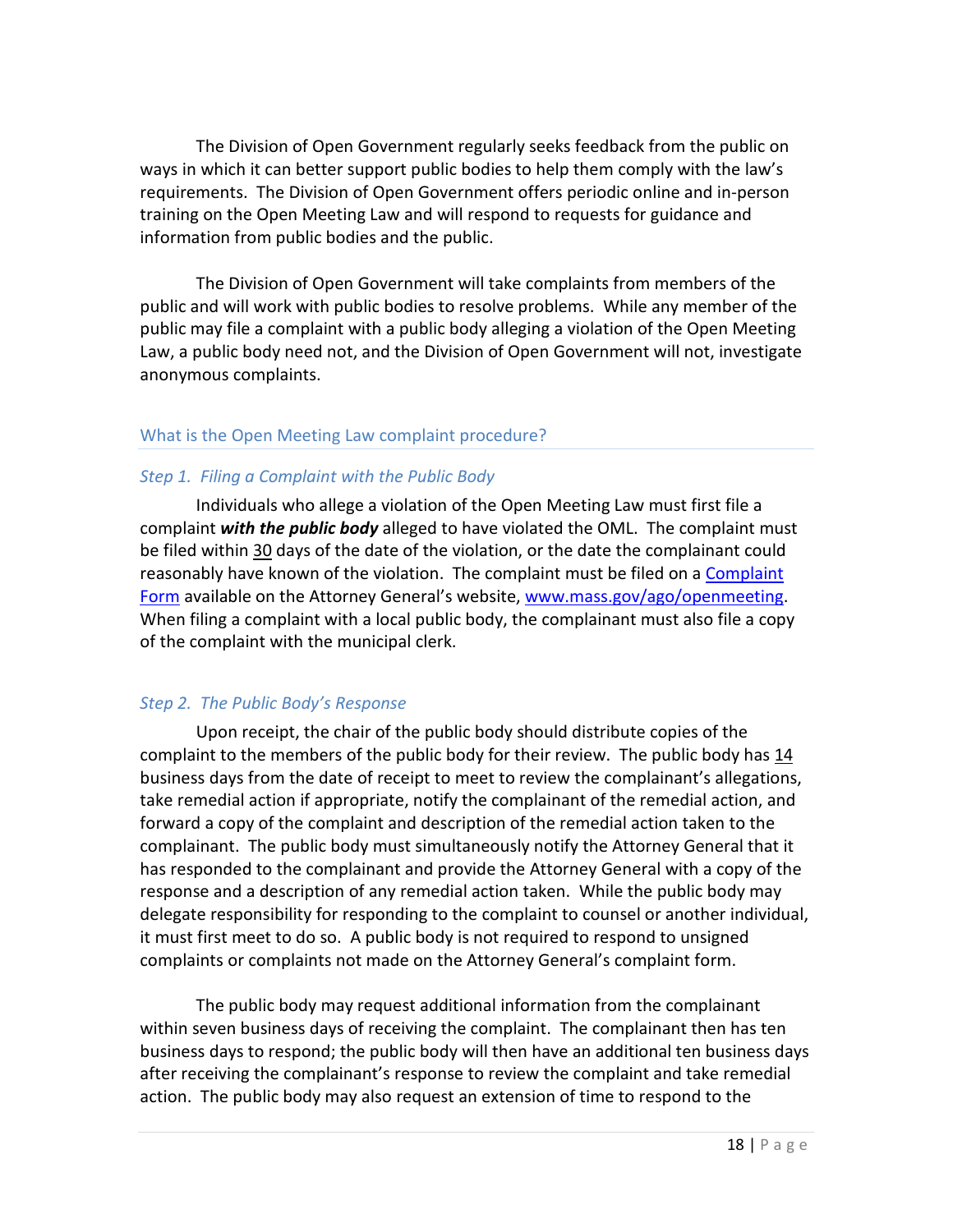The Division of Open Government regularly seeks feedback from the public on ways in which it can better support public bodies to help them comply with the law's requirements. The Division of Open Government offers periodic online and in-person training on the Open Meeting Law and will respond to requests for guidance and information from public bodies and the public.

The Division of Open Government will take complaints from members of the public and will work with public bodies to resolve problems. While any member of the public may file a complaint with a public body alleging a violation of the Open Meeting Law, a public body need not, and the Division of Open Government will not, investigate anonymous complaints.

## What is the Open Meeting Law complaint procedure?

### *Step 1. Filing a Complaint with the Public Body*

Individuals who allege a violation of the Open Meeting Law must first file a complaint ***with the public body*** alleged to have violated the OML. The complaint must be filed within 30 days of the date of the violation, or the date the complainant could reasonably have known of the violation. The complaint must be filed on a [Complaint Form](www.mass.gov/ago/openmeeting) available on the Attorney General's website, [www.mass.gov/ago/openmeeting](www.mass.gov/ago/openmeeting). When filing a complaint with a local public body, the complainant must also file a copy of the complaint with the municipal clerk.

### *Step 2. The Public Body's Response*

Upon receipt, the chair of the public body should distribute copies of the complaint to the members of the public body for their review. The public body has 14 business days from the date of receipt to meet to review the complainant's allegations, take remedial action if appropriate, notify the complainant of the remedial action, and forward a copy of the complaint and description of the remedial action taken to the complainant. The public body must simultaneously notify the Attorney General that it has responded to the complainant and provide the Attorney General with a copy of the response and a description of any remedial action taken. While the public body may delegate responsibility for responding to the complaint to counsel or another individual, it must first meet to do so. A public body is not required to respond to unsigned complaints or complaints not made on the Attorney General's complaint form.

The public body may request additional information from the complainant within seven business days of receiving the complaint. The complainant then has ten business days to respond; the public body will then have an additional ten business days after receiving the complainant's response to review the complaint and take remedial action. The public body may also request an extension of time to respond to the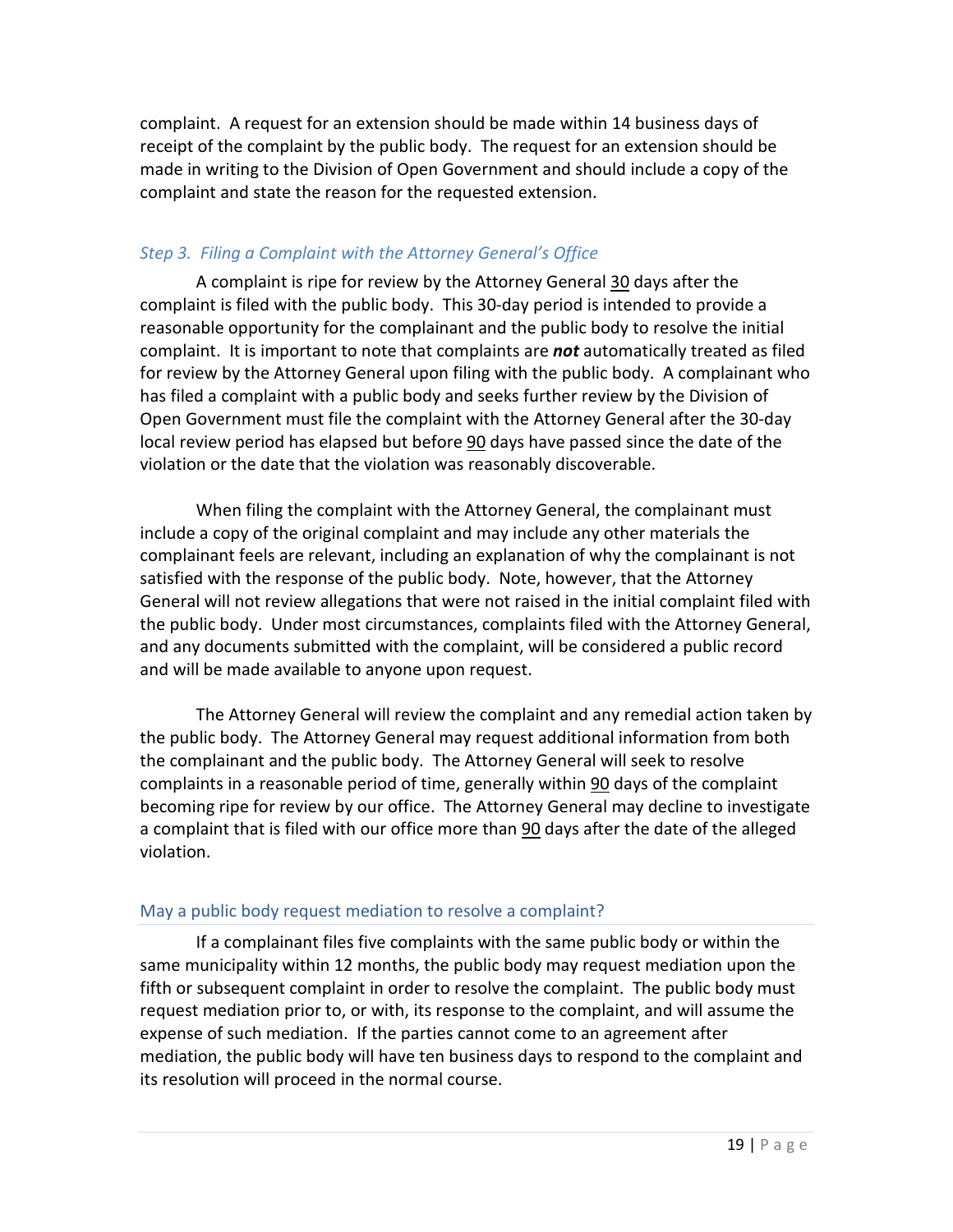complaint. A request for an extension should be made within 14 business days of receipt of the complaint by the public body. The request for an extension should be made in writing to the Division of Open Government and should include a copy of the complaint and state the reason for the requested extension.

### *Step 3. Filing a Complaint with the Attorney General's Office*

A complaint is ripe for review by the Attorney General 30 days after the complaint is filed with the public body. This 30-day period is intended to provide a reasonable opportunity for the complainant and the public body to resolve the initial complaint. It is important to note that complaints are ***not*** automatically treated as filed for review by the Attorney General upon filing with the public body. A complainant who has filed a complaint with a public body and seeks further review by the Division of Open Government must file the complaint with the Attorney General after the 30-day local review period has elapsed but before 90 days have passed since the date of the violation or the date that the violation was reasonably discoverable.

When filing the complaint with the Attorney General, the complainant must include a copy of the original complaint and may include any other materials the complainant feels are relevant, including an explanation of why the complainant is not satisfied with the response of the public body. Note, however, that the Attorney General will not review allegations that were not raised in the initial complaint filed with the public body. Under most circumstances, complaints filed with the Attorney General, and any documents submitted with the complaint, will be considered a public record and will be made available to anyone upon request.

The Attorney General will review the complaint and any remedial action taken by the public body. The Attorney General may request additional information from both the complainant and the public body. The Attorney General will seek to resolve complaints in a reasonable period of time, generally within 90 days of the complaint becoming ripe for review by our office. The Attorney General may decline to investigate a complaint that is filed with our office more than 90 days after the date of the alleged violation.

## May a public body request mediation to resolve a complaint?

If a complainant files five complaints with the same public body or within the same municipality within 12 months, the public body may request mediation upon the fifth or subsequent complaint in order to resolve the complaint. The public body must request mediation prior to, or with, its response to the complaint, and will assume the expense of such mediation. If the parties cannot come to an agreement after mediation, the public body will have ten business days to respond to the complaint and its resolution will proceed in the normal course.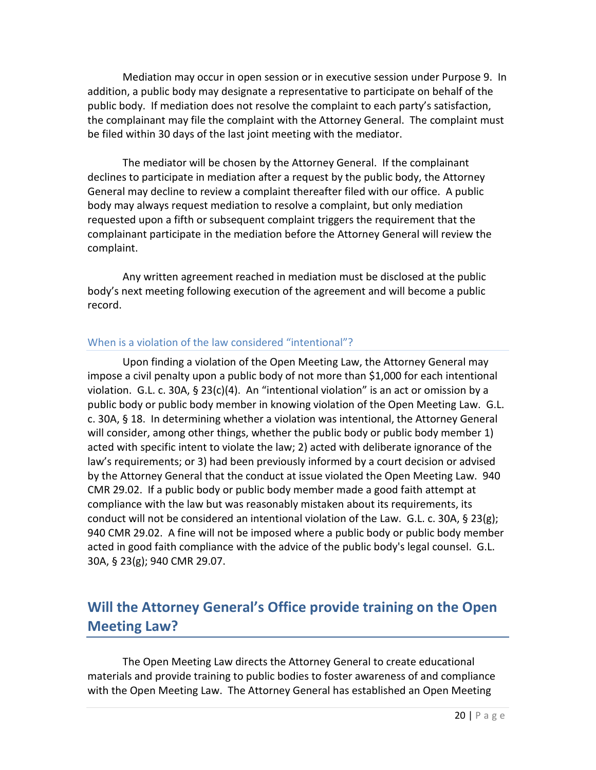Mediation may occur in open session or in executive session under Purpose 9. In addition, a public body may designate a representative to participate on behalf of the public body. If mediation does not resolve the complaint to each party's satisfaction, the complainant may file the complaint with the Attorney General. The complaint must be filed within 30 days of the last joint meeting with the mediator.

The mediator will be chosen by the Attorney General. If the complainant declines to participate in mediation after a request by the public body, the Attorney General may decline to review a complaint thereafter filed with our office. A public body may always request mediation to resolve a complaint, but only mediation requested upon a fifth or subsequent complaint triggers the requirement that the complainant participate in the mediation before the Attorney General will review the complaint.

Any written agreement reached in mediation must be disclosed at the public body's next meeting following execution of the agreement and will become a public record.

### When is a violation of the law considered "intentional"?

Upon finding a violation of the Open Meeting Law, the Attorney General may impose a civil penalty upon a public body of not more than $1,000 for each intentional violation. G.L. c. 30A, § 23(c)(4). An "intentional violation" is an act or omission by a public body or public body member in knowing violation of the Open Meeting Law. G.L. c. 30A, § 18. In determining whether a violation was intentional, the Attorney General will consider, among other things, whether the public body or public body member 1) acted with specific intent to violate the law; 2) acted with deliberate ignorance of the law's requirements; or 3) had been previously informed by a court decision or advised by the Attorney General that the conduct at issue violated the Open Meeting Law. 940 CMR 29.02. If a public body or public body member made a good faith attempt at compliance with the law but was reasonably mistaken about its requirements, its conduct will not be considered an intentional violation of the Law. G.L. c. 30A, § 23(g); 940 CMR 29.02. A fine will not be imposed where a public body or public body member acted in good faith compliance with the advice of the public body's legal counsel. G.L. 30A, § 23(g); 940 CMR 29.07.

## Will the Attorney General's Office provide training on the Open Meeting Law?

The Open Meeting Law directs the Attorney General to create educational materials and provide training to public bodies to foster awareness of and compliance with the Open Meeting Law. The Attorney General has established an Open Meeting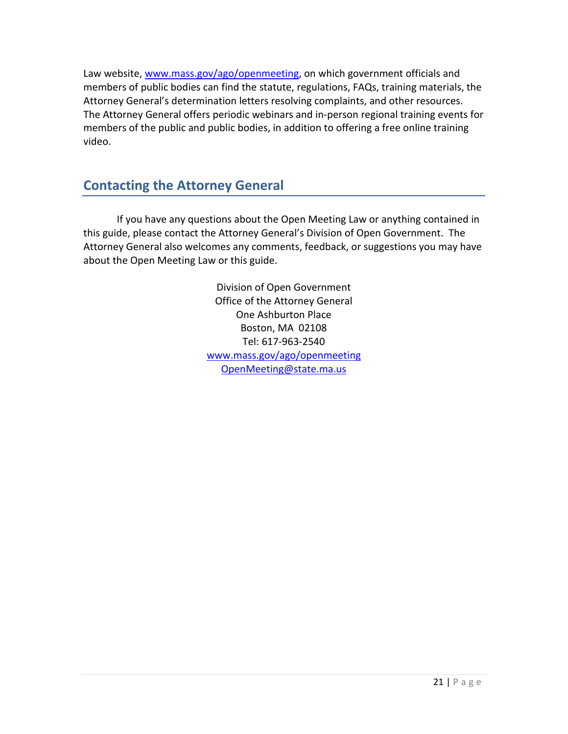Law website, www.mass.gov/ago/openmeeting, on which government officials and members of public bodies can find the statute, regulations, FAQs, training materials, the Attorney General's determination letters resolving complaints, and other resources. The Attorney General offers periodic webinars and in-person regional training events for members of the public and public bodies, in addition to offering a free online training video.

## Contacting the Attorney General

If you have any questions about the Open Meeting Law or anything contained in this guide, please contact the Attorney General's Division of Open Government. The Attorney General also welcomes any comments, feedback, or suggestions you may have about the Open Meeting Law or this guide.

Division of Open Government
Office of the Attorney General
One Ashburton Place
Boston, MA 02108
Tel: 617-963-2540
www.mass.gov/ago/openmeeting
OpenMeeting@state.ma.us